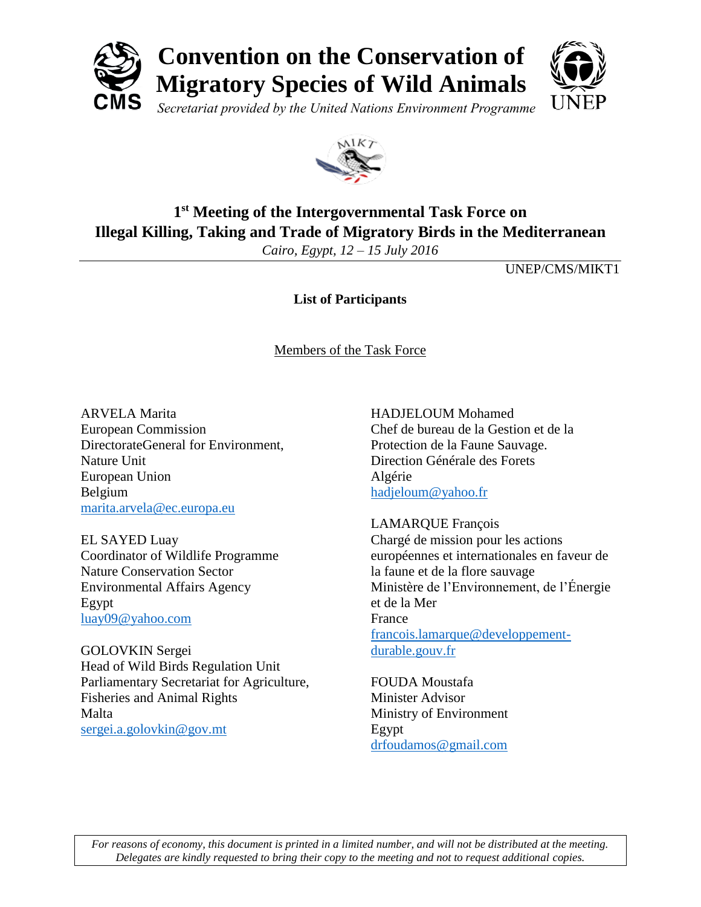# Convention on the Conservation of Migratory Species of Wild Animals

*Secretariat provided by the United Nations Environment Programme*

## 1st Meeting of the Intergovernmental Task Force on Illegal Killing, Taking and Trade of Migratory Birds in the Mediterranean

*Cairo, Egypt, 12 – 15 July 2016*

UNEP/CMS/MIKT1

**List of Participants**

Members of the Task Force

ARVELA Marita
European Commission
DirectorateGeneral for Environment,
Nature Unit
European Union
Belgium
marita.arvela@ec.europa.eu

EL SAYED Luay
Coordinator of Wildlife Programme
Nature Conservation Sector
Environmental Affairs Agency
Egypt
luay09@yahoo.com

GOLOVKIN Sergei
Head of Wild Birds Regulation Unit
Parliamentary Secretariat for Agriculture,
Fisheries and Animal Rights
Malta
sergei.a.golovkin@gov.mt

HADJELOUM Mohamed
Chef de bureau de la Gestion et de la
Protection de la Faune Sauvage.
Direction Générale des Forets
Algérie
hadjeloum@yahoo.fr

LAMARQUE François
Chargé de mission pour les actions
européennes et internationales en faveur de
la faune et de la flore sauvage
Ministère de l'Environnement, de l'Énergie
et de la Mer
France
francois.lamarque@developpement-durable.gouv.fr

FOUDA Moustafa
Minister Advisor
Ministry of Environment
Egypt
drfoudamos@gmail.com

*For reasons of economy, this document is printed in a limited number, and will not be distributed at the meeting. Delegates are kindly requested to bring their copy to the meeting and not to request additional copies.*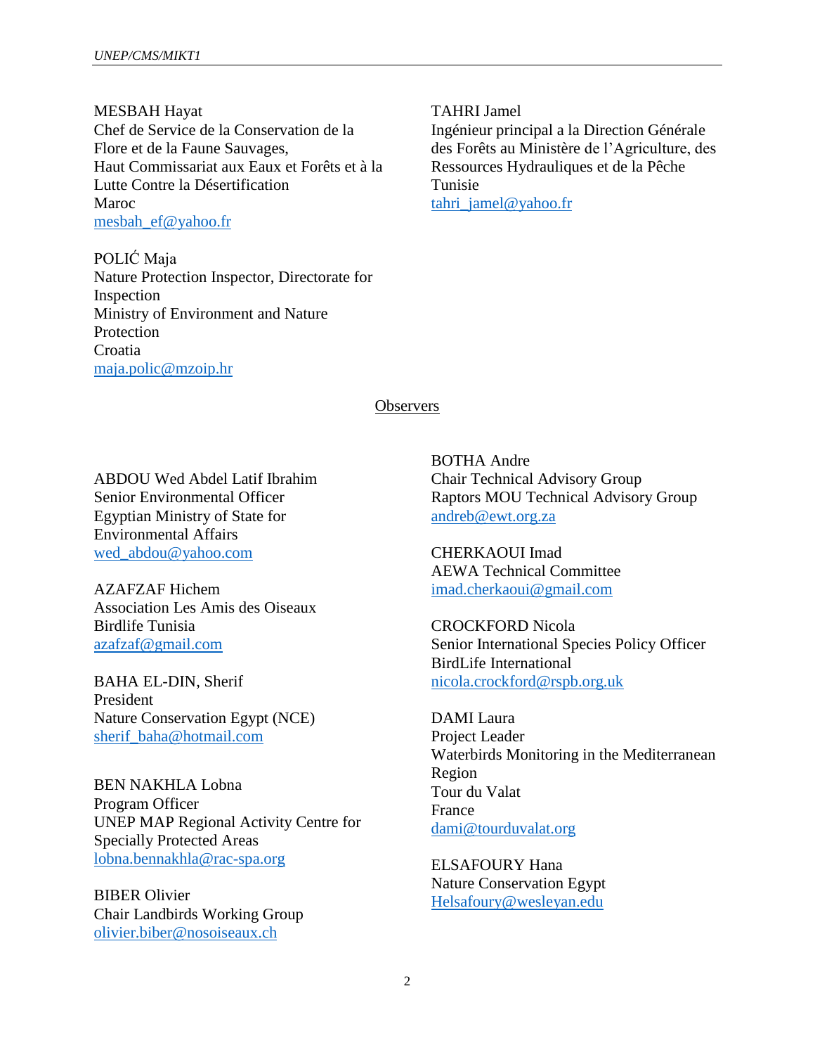MESBAH Hayat
Chef de Service de la Conservation de la Flore et de la Faune Sauvages,
Haut Commissariat aux Eaux et Forêts et à la Lutte Contre la Désertification
Maroc
mesbah_ef@yahoo.fr

POLIĆ Maja
Nature Protection Inspector, Directorate for Inspection
Ministry of Environment and Nature Protection
Croatia
maja.polic@mzoip.hr

TAHRI Jamel
Ingénieur principal a la Direction Générale des Forêts au Ministère de l'Agriculture, des Ressources Hydrauliques et de la Pêche
Tunisie
tahri_jamel@yahoo.fr

## Observers

ABDOU Wed Abdel Latif Ibrahim
Senior Environmental Officer
Egyptian Ministry of State for Environmental Affairs
wed_abdou@yahoo.com

AZAFZAF Hichem
Association Les Amis des Oiseaux
Birdlife Tunisia
azafzaf@gmail.com

BAHA EL-DIN, Sherif
President
Nature Conservation Egypt (NCE)
sherif_baha@hotmail.com

BEN NAKHLA Lobna
Program Officer
UNEP MAP Regional Activity Centre for Specially Protected Areas
lobna.bennakhla@rac-spa.org

BIBER Olivier
Chair Landbirds Working Group
olivier.biber@nosoiseaux.ch

BOTHA Andre
Chair Technical Advisory Group
Raptors MOU Technical Advisory Group
andreb@ewt.org.za

CHERKAOUI Imad
AEWA Technical Committee
imad.cherkaoui@gmail.com

CROCKFORD Nicola
Senior International Species Policy Officer
BirdLife International
nicola.crockford@rspb.org.uk

DAMI Laura
Project Leader
Waterbirds Monitoring in the Mediterranean Region
Tour du Valat
France
dami@tourduvalat.org

ELSAFOURY Hana
Nature Conservation Egypt
Helsafoury@wesleyan.edu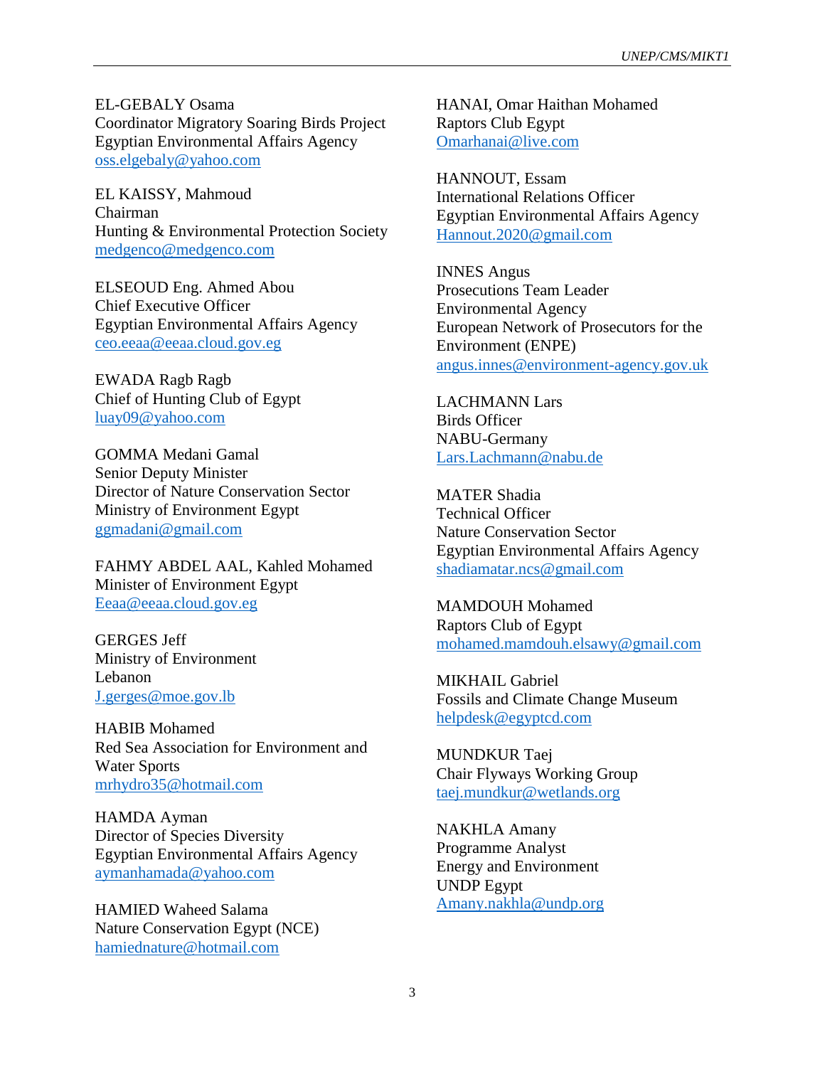EL-GEBALY Osama
Coordinator Migratory Soaring Birds Project
Egyptian Environmental Affairs Agency
oss.elgebaly@yahoo.com

EL KAISSY, Mahmoud
Chairman
Hunting & Environmental Protection Society
medgenco@medgenco.com

ELSEOUD Eng. Ahmed Abou
Chief Executive Officer
Egyptian Environmental Affairs Agency
ceo.eeaa@eeaa.cloud.gov.eg

EWADA Ragb Ragb
Chief of Hunting Club of Egypt
luay09@yahoo.com

GOMMA Medani Gamal
Senior Deputy Minister
Director of Nature Conservation Sector
Ministry of Environment Egypt
ggmadani@gmail.com

FAHMY ABDEL AAL, Kahled Mohamed
Minister of Environment Egypt
Eeaa@eeaa.cloud.gov.eg

GERGES Jeff
Ministry of Environment
Lebanon
J.gerges@moe.gov.lb

HABIB Mohamed
Red Sea Association for Environment and Water Sports
mrhydro35@hotmail.com

HAMDA Ayman
Director of Species Diversity
Egyptian Environmental Affairs Agency
aymanhamada@yahoo.com

HAMIED Waheed Salama
Nature Conservation Egypt (NCE)
hamiednature@hotmail.com

HANAI, Omar Haithan Mohamed
Raptors Club Egypt
Omarhanai@live.com

HANNOUT, Essam
International Relations Officer
Egyptian Environmental Affairs Agency
Hannout.2020@gmail.com

INNES Angus
Prosecutions Team Leader
Environmental Agency
European Network of Prosecutors for the Environment (ENPE)
angus.innes@environment-agency.gov.uk

LACHMANN Lars
Birds Officer
NABU-Germany
Lars.Lachmann@nabu.de

MATER Shadia
Technical Officer
Nature Conservation Sector
Egyptian Environmental Affairs Agency
shadiamatar.ncs@gmail.com

MAMDOUH Mohamed
Raptors Club of Egypt
mohamed.mamdouh.elsawy@gmail.com

MIKHAIL Gabriel
Fossils and Climate Change Museum
helpdesk@egyptcd.com

MUNDKUR Taej
Chair Flyways Working Group
taej.mundkur@wetlands.org

NAKHLA Amany
Programme Analyst
Energy and Environment
UNDP Egypt
Amany.nakhla@undp.org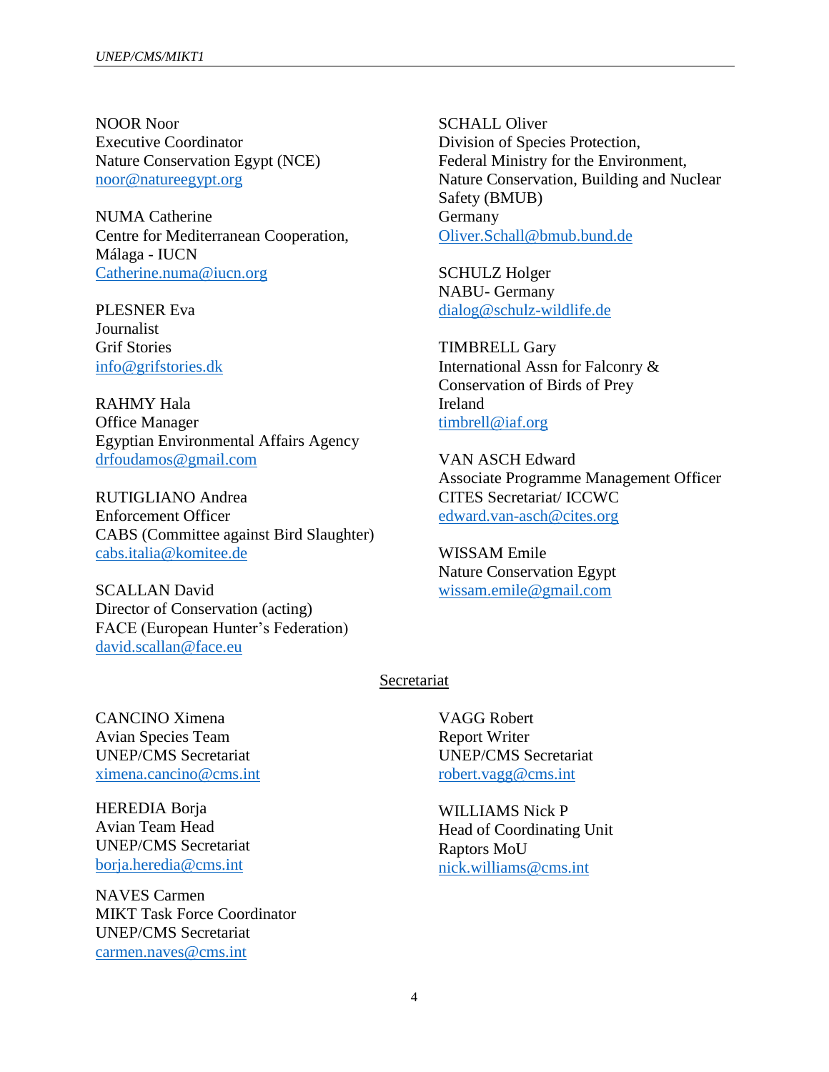NOOR Noor
Executive Coordinator
Nature Conservation Egypt (NCE)
noor@natureegypt.org

NUMA Catherine
Centre for Mediterranean Cooperation,
Málaga - IUCN
Catherine.numa@iucn.org

PLESNER Eva
Journalist
Grif Stories
info@grifstories.dk

RAHMY Hala
Office Manager
Egyptian Environmental Affairs Agency
drfoudamos@gmail.com

RUTIGLIANO Andrea
Enforcement Officer
CABS (Committee against Bird Slaughter)
cabs.italia@komitee.de

SCALLAN David
Director of Conservation (acting)
FACE (European Hunter's Federation)
david.scallan@face.eu

SCHALL Oliver
Division of Species Protection,
Federal Ministry for the Environment,
Nature Conservation, Building and Nuclear Safety (BMUB)
Germany
Oliver.Schall@bmub.bund.de

SCHULZ Holger
NABU- Germany
dialog@schulz-wildlife.de

TIMBRELL Gary
International Assn for Falconry &
Conservation of Birds of Prey
Ireland
timbrell@iaf.org

VAN ASCH Edward
Associate Programme Management Officer
CITES Secretariat/ ICCWC
edward.van-asch@cites.org

WISSAM Emile
Nature Conservation Egypt
wissam.emile@gmail.com

## Secretariat

CANCINO Ximena
Avian Species Team
UNEP/CMS Secretariat
ximena.cancino@cms.int

HEREDIA Borja
Avian Team Head
UNEP/CMS Secretariat
borja.heredia@cms.int

NAVES Carmen
MIKT Task Force Coordinator
UNEP/CMS Secretariat
carmen.naves@cms.int

VAGG Robert
Report Writer
UNEP/CMS Secretariat
robert.vagg@cms.int

WILLIAMS Nick P
Head of Coordinating Unit
Raptors MoU
nick.williams@cms.int